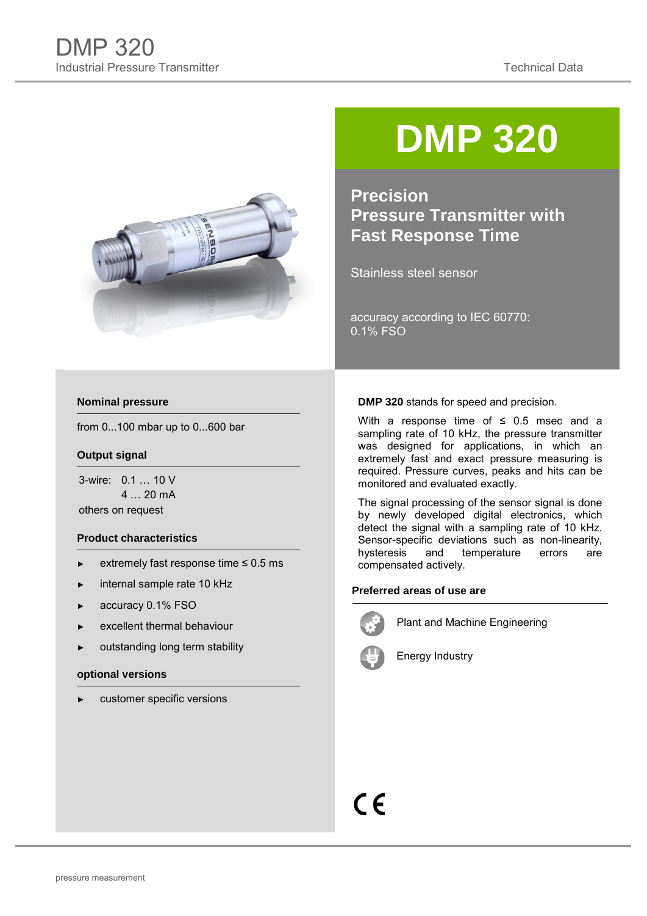# DMP 320

Industrial Pressure Transmitter

Technical Data

## DMP 320

### Precision Pressure Transmitter with Fast Response Time

Stainless steel sensor

accuracy according to IEC 60770:
0.1% FSO

### Nominal pressure

from 0...100 mbar up to 0...600 bar

### Output signal

3-wire: 0.1 … 10 V
4 … 20 mA

others on request

### Product characteristics

- extremely fast response time ≤ 0.5 ms
- internal sample rate 10 kHz
- accuracy 0.1% FSO
- excellent thermal behaviour
- outstanding long term stability

### optional versions

- customer specific versions

**DMP 320** stands for speed and precision.

With a response time of ≤ 0.5 msec and a sampling rate of 10 kHz, the pressure transmitter was designed for applications, in which an extremely fast and exact pressure measuring is required. Pressure curves, peaks and hits can be monitored and evaluated exactly.

The signal processing of the sensor signal is done by newly developed digital electronics, which detect the signal with a sampling rate of 10 kHz. Sensor-specific deviations such as non-linearity, hysteresis and temperature errors are compensated actively.

### Preferred areas of use are

- Plant and Machine Engineering
- Energy Industry

CE

pressure measurement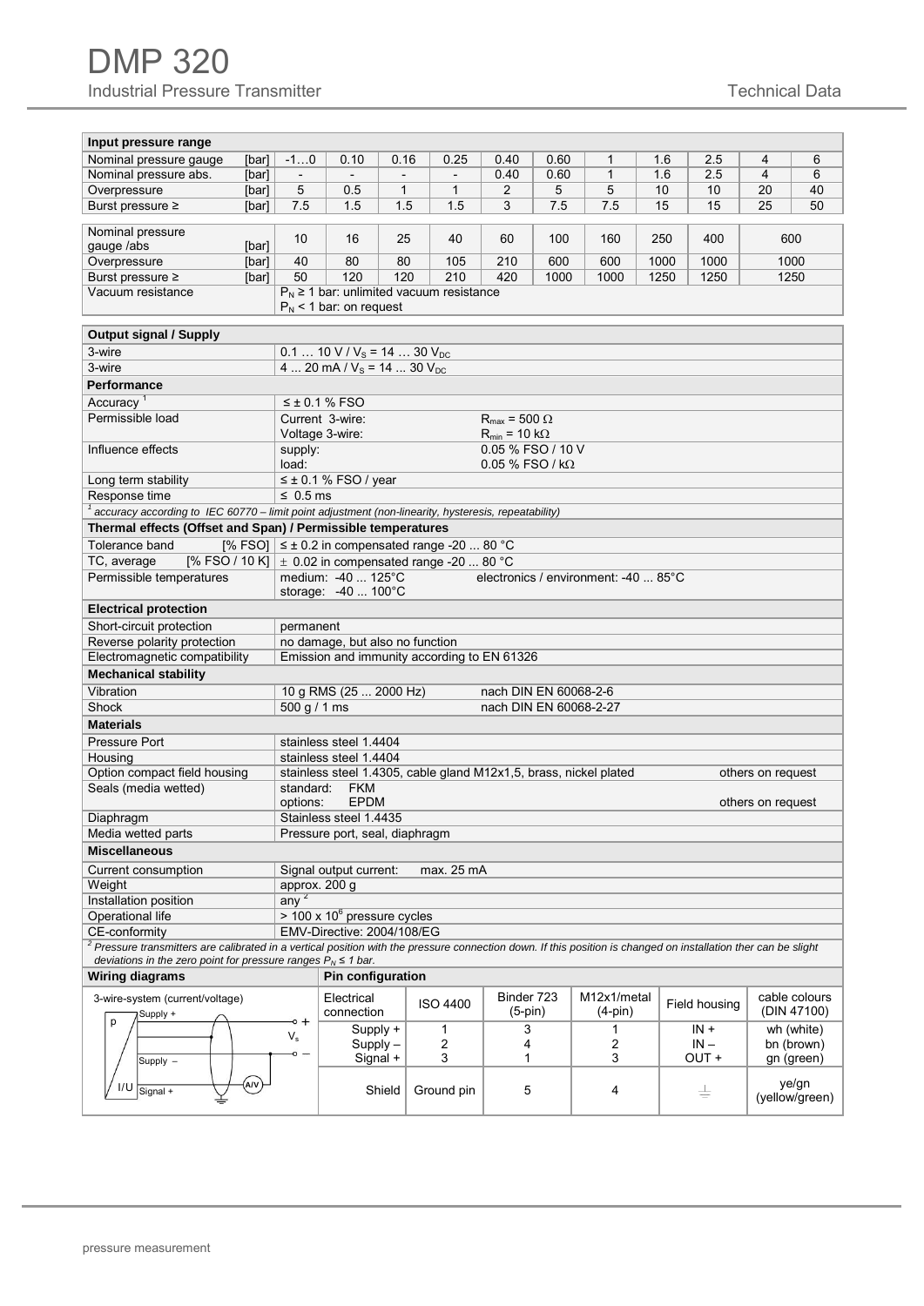# DMP 320

Industrial Pressure Transmitter

Technical Data

| Input pressure range | | | | | | | | | | | |
|---|---|---|---|---|---|---|---|---|---|---|---|
| Nominal pressure gauge [bar] | -1…0 | 0.10 | 0.16 | 0.25 | 0.40 | 0.60 | 1 | 1.6 | 2.5 | 4 | 6 |
| Nominal pressure abs. [bar] | - | - | - | - | 0.40 | 0.60 | 1 | 1.6 | 2.5 | 4 | 6 |
| Overpressure [bar] | 5 | 0.5 | 1 | 1 | 2 | 5 | 5 | 10 | 10 | 20 | 40 |
| Burst pressure ≥ [bar] | 7.5 | 1.5 | 1.5 | 1.5 | 3 | 7.5 | 7.5 | 15 | 15 | 25 | 50 |

| Nominal pressure gauge /abs [bar] | 10 | 16 | 25 | 40 | 60 | 100 | 160 | 250 | 400 | 600 |
|---|---|---|---|---|---|---|---|---|---|---|
| Overpressure [bar] | 40 | 80 | 80 | 105 | 210 | 600 | 600 | 1000 | 1000 | 1000 |
| Burst pressure ≥ [bar] | 50 | 120 | 120 | 210 | 420 | 1000 | 1000 | 1250 | 1250 | 1250 |
| Vacuum resistance | $P_N$ ≥ 1 bar: unlimited vacuum resistance<br>$P_N$ < 1 bar: on request | | | | | | | | | |

| Output signal / Supply | |
|---|---|
| 3-wire | 0.1 … 10 V / $V_S$ = 14 … 30 $V_{DC}$ |
| 3-wire | 4 ... 20 mA / $V_S$ = 14 ... 30 $V_{DC}$ |
| **Performance** | |
| Accuracy [1] | ≤ ± 0.1 % FSO |
| Permissible load | Current 3-wire: $R_{max}$ = 500 Ω<br>Voltage 3-wire: $R_{min}$ = 10 kΩ |
| Influence effects | supply: 0.05 % FSO / 10 V<br>load: 0.05 % FSO / kΩ |
| Long term stability | ≤ ± 0.1 % FSO / year |
| Response time | ≤ 0.5 ms |

[1] *accuracy according to IEC 60770 – limit point adjustment (non-linearity, hysteresis, repeatability)*

| Thermal effects (Offset and Span) / Permissible temperatures | |
|---|---|
| Tolerance band [% FSO] | ≤ ± 0.2 in compensated range -20 ... 80 °C |
| TC, average [% FSO / 10 K] | ± 0.02 in compensated range -20 ... 80 °C |
| Permissible temperatures | medium: -40 ... 125°C electronics / environment: -40 ... 85°C<br>storage: -40 ... 100°C |
| **Electrical protection** | |
| Short-circuit protection | permanent |
| Reverse polarity protection | no damage, but also no function |
| Electromagnetic compatibility | Emission and immunity according to EN 61326 |
| **Mechanical stability** | |
| Vibration | 10 g RMS (25 ... 2000 Hz) nach DIN EN 60068-2-6 |
| Shock | 500 g / 1 ms nach DIN EN 60068-2-27 |
| **Materials** | |
| Pressure Port | stainless steel 1.4404 |
| Housing | stainless steel 1.4404 |
| Option compact field housing | stainless steel 1.4305, cable gland M12x1,5, brass, nickel plated — others on request |
| Seals (media wetted) | standard: FKM<br>options: EPDM — others on request |
| Diaphragm | Stainless steel 1.4435 |
| Media wetted parts | Pressure port, seal, diaphragm |
| **Miscellaneous** | |
| Current consumption | Signal output current: max. 25 mA |
| Weight | approx. 200 g |
| Installation position | any [2] |
| Operational life | > 100 x $10^6$ pressure cycles |
| CE-conformity | EMV-Directive: 2004/108/EG |

[2] *Pressure transmitters are calibrated in a vertical position with the pressure connection down. If this position is changed on installation ther can be slight deviations in the zero point for pressure ranges $P_N$ ≤ 1 bar.*

**Wiring diagrams**

3-wire-system (current/voltage)

**Pin configuration**

| Electrical connection | ISO 4400 | Binder 723 (5-pin) | M12x1/metal (4-pin) | Field housing | cable colours (DIN 47100) |
|---|---|---|---|---|---|
| Supply + | 1 | 3 | 1 | IN + | wh (white) |
| Supply – | 2 | 4 | 2 | IN – | bn (brown) |
| Signal + | 3 | 1 | 3 | OUT + | gn (green) |
| Shield | Ground pin | 5 | 4 | ⏚ | ye/gn (yellow/green) |

pressure measurement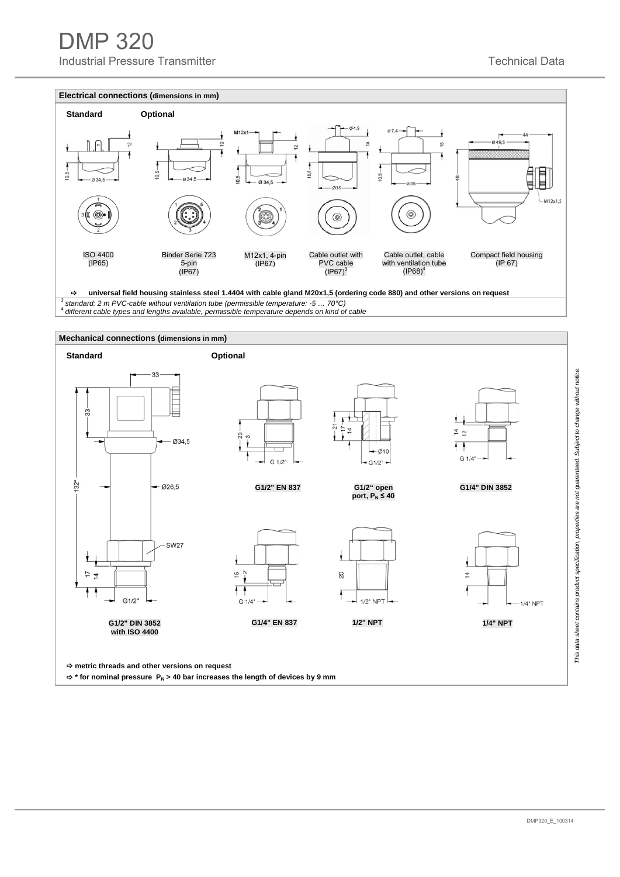## Electrical connections (dimensions in mm)

**Standard** **Optional**

| ISO 4400 (IP65) | Binder Serie 723 5-pin (IP67) | M12x1, 4-pin (IP67) | Cable outlet with PVC cable (IP67)[3] | Cable outlet, cable with ventilation tube (IP68)[4] | Compact field housing (IP 67) |
|---|---|---|---|---|---|

⇨ **universal field housing stainless steel 1.4404 with cable gland M20x1,5 (ordering code 880) and other versions on request**

*[3] standard: 2 m PVC-cable without ventilation tube (permissible temperature: -5 … 70°C)*

*[4] different cable types and lengths available, permissible temperature depends on kind of cable*

## Mechanical connections (dimensions in mm)

**Standard** **Optional**

**G1/2" DIN 3852 with ISO 4400**

**G1/2" EN 837**

**G1/2" open port, $P_N \leq 40$**

**G1/4" DIN 3852**

**G1/4" EN 837**

**1/2" NPT**

**1/4" NPT**

⇨ **metric threads and other versions on request**

⇨ **\* for nominal pressure $P_N > 40$ bar increases the length of devices by 9 mm**

*This data sheet contains product specification, properties are not guaranteed. Subject to change without notice.*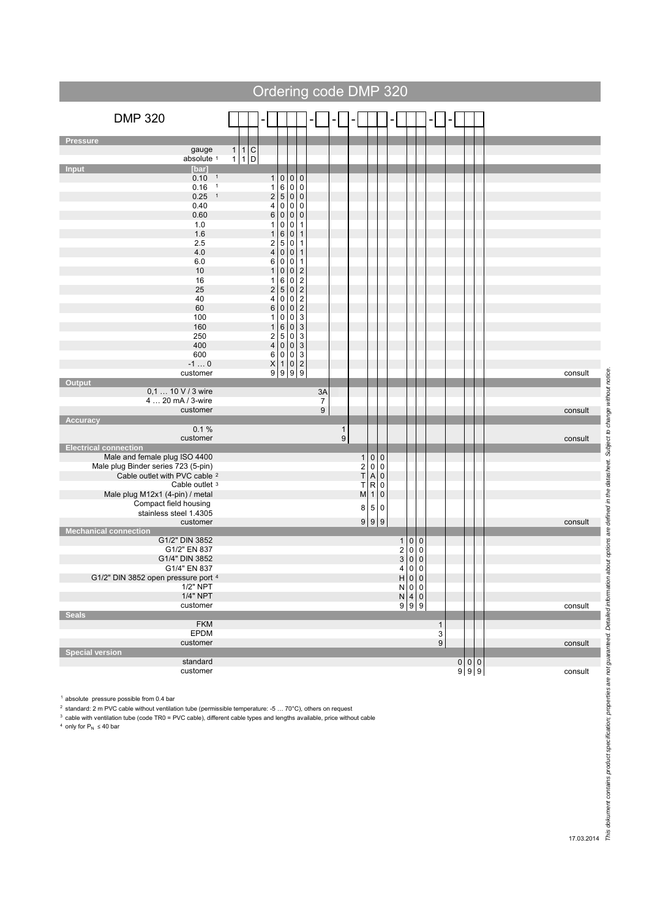# Ordering code DMP 320

DMP 320 [ ][ ][ ] - [ ][ ][ ][ ] - [ ] - [ ] - [ ][ ][ ] - [ ][ ][ ] - [ ] - [ ][ ][ ]

| Section | Option | Code | |
|---|---|---|---|
| **Pressure** | | | |
| | gauge | 1 1 C | |
| | absolute [1] | 1 1 D | |
| **Input** | [bar] | | |
| | 0.10 [1] | 1 0 0 0 | |
| | 0.16 [1] | 1 6 0 0 | |
| | 0.25 [1] | 2 5 0 0 | |
| | 0.40 | 4 0 0 0 | |
| | 0.60 | 6 0 0 0 | |
| | 1.0 | 1 0 0 1 | |
| | 1.6 | 1 6 0 1 | |
| | 2.5 | 2 5 0 1 | |
| | 4.0 | 4 0 0 1 | |
| | 6.0 | 6 0 0 1 | |
| | 10 | 1 0 0 2 | |
| | 16 | 1 6 0 2 | |
| | 25 | 2 5 0 2 | |
| | 40 | 4 0 0 2 | |
| | 60 | 6 0 0 2 | |
| | 100 | 1 0 0 3 | |
| | 160 | 1 6 0 3 | |
| | 250 | 2 5 0 3 | |
| | 400 | 4 0 0 3 | |
| | 600 | 6 0 0 3 | |
| | -1 … 0 | X 1 0 2 | |
| | customer | 9 9 9 9 | consult |
| **Output** | | | |
| | 0,1 … 10 V / 3 wire | 3A | |
| | 4 … 20 mA / 3-wire | 7 | |
| | customer | 9 | consult |
| **Accuracy** | | | |
| | 0.1 % | 1 | |
| | customer | 9 | consult |
| **Electrical connection** | | | |
| | Male and female plug ISO 4400 | 1 0 0 | |
| | Male plug Binder series 723 (5-pin) | 2 0 0 | |
| | Cable outlet with PVC cable [2] | T A 0 | |
| | Cable outlet [3] | T R 0 | |
| | Male plug M12x1 (4-pin) / metal | M 1 0 | |
| | Compact field housing stainless steel 1.4305 | 8 5 0 | |
| | customer | 9 9 9 | consult |
| **Mechanical connection** | | | |
| | G1/2" DIN 3852 | 1 0 0 | |
| | G1/2" EN 837 | 2 0 0 | |
| | G1/4" DIN 3852 | 3 0 0 | |
| | G1/4" EN 837 | 4 0 0 | |
| | G1/2" DIN 3852 open pressure port [4] | H 0 0 | |
| | 1/2" NPT | N 0 0 | |
| | 1/4" NPT | N 4 0 | |
| | customer | 9 9 9 | consult |
| **Seals** | | | |
| | FKM | 1 | |
| | EPDM | 3 | |
| | customer | 9 | consult |
| **Special version** | | | |
| | standard | 0 0 0 | |
| | customer | 9 9 9 | consult |

[1] absolute pressure possible from 0.4 bar

[2] standard: 2 m PVC cable without ventilation tube (permissible temperature: -5 … 70°C), others on request

[3] cable with ventilation tube (code TR0 = PVC cable), different cable types and lengths available, price without cable

[4] only for $P_N \leq 40$ bar

17.03.2014

*This dokument contains product specification; properties are not guaranteed. Detailed information about options are defined in the datasheet. Subject to change without notice.*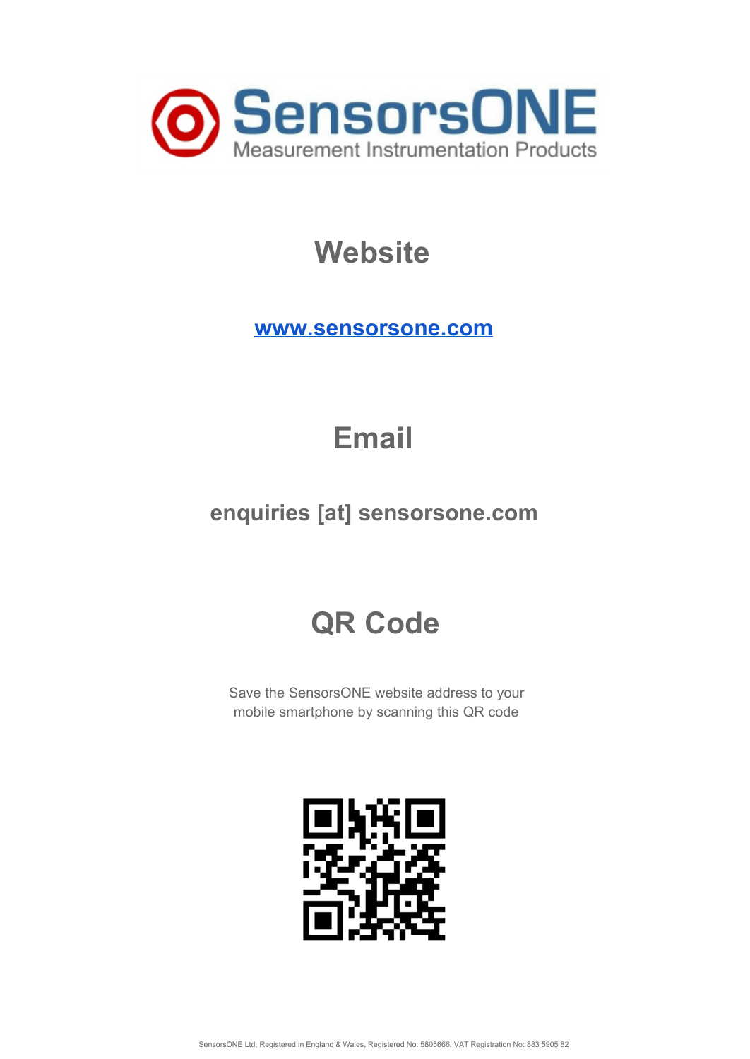SensorsONE

Measurement Instrumentation Products

# Website

[www.sensorsone.com](http://www.sensorsone.com)

# Email

**enquiries [at] sensorsone.com**

# QR Code

Save the SensorsONE website address to your mobile smartphone by scanning this QR code

SensorsONE Ltd, Registered in England & Wales, Registered No: 5805666, VAT Registration No: 883 5905 82